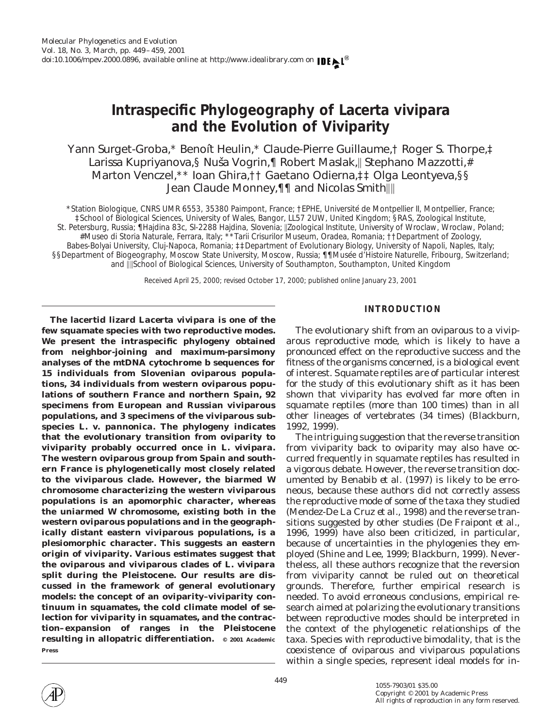# Intraspecific Phylogeography of *Lacerta vivipara* and the Evolution of Viviparity

Yann Surget-Groba,* Benoît Heulin,* Claude-Pierre Guillaume,† Roger S. Thorpe,‡ Larissa Kupriyanova,§ Nuša Vogrin,¶ Robert Maslak,‖ Stephano Mazzotti,# Marton Venczel,** Ioan Ghira,†† Gaetano Odierna,‡‡ Olga Leontyeva,§§ Jean Claude Monney,¶¶ and Nicolas Smith‖‖

*Station Biologique, CNRS UMR 6553, 35380 Paimpont, France; †EPHE, Université de Montpellier II, Montpellier, France; ‡School of Biological Sciences, University of Wales, Bangor, LL57 2UW, United Kingdom; §RAS, Zoological Institute, St. Petersburg, Russia; ¶Hajdina 83c, SI-2288 Hajdina, Slovenia; ‖Zoological Institute, University of Wroclaw, Wroclaw, Poland; #Museo di Storia Naturale, Ferrara, Italy; **Tarii Crisurilor Museum, Oradea, Romania; ††Department of Zoology, Babes-Bolyai University, Cluj-Napoca, Romania; ‡‡Department of Evolutionary Biology, University of Napoli, Naples, Italy; §§Department of Biogeography, Moscow State University, Moscow, Russia; ¶¶Musée d'Histoire Naturelle, Fribourg, Switzerland; and ‖‖School of Biological Sciences, University of Southampton, Southampton, United Kingdom

Received April 25, 2000; revised October 17, 2000; published online January 23, 2001

**The lacertid lizard *Lacerta vivipara* is one of the few squamate species with two reproductive modes. We present the intraspecific phylogeny obtained from neighbor-joining and maximum-parsimony analyses of the mtDNA cytochrome b sequences for 15 individuals from Slovenian oviparous populations, 34 individuals from western oviparous populations of southern France and northern Spain, 92 specimens from European and Russian viviparous populations, and 3 specimens of the viviparous subspecies *L. v. pannonica*. The phylogeny indicates that the evolutionary transition from oviparity to viviparity probably occurred once in *L. vivipara*. The western oviparous group from Spain and southern France is phylogenetically most closely related to the viviparous clade. However, the biarmed W chromosome characterizing the western viviparous populations is an apomorphic character, whereas the uniarmed W chromosome, existing both in the western oviparous populations and in the geographically distant eastern viviparous populations, is a plesiomorphic character. This suggests an eastern origin of viviparity. Various estimates suggest that the oviparous and viviparous clades of *L. vivipara* split during the Pleistocene. Our results are discussed in the framework of general evolutionary models: the concept of an oviparity–viviparity continuum in squamates, the cold climate model of selection for viviparity in squamates, and the contraction–expansion of ranges in the Pleistocene resulting in allopatric differentiation.** © 2001 Academic Press

## INTRODUCTION

The evolutionary shift from an oviparous to a viviparous reproductive mode, which is likely to have a pronounced effect on the reproductive success and the fitness of the organisms concerned, is a biological event of interest. Squamate reptiles are of particular interest for the study of this evolutionary shift as it has been shown that viviparity has evolved far more often in squamate reptiles (more than 100 times) than in all other lineages of vertebrates (34 times) (Blackburn, 1992, 1999).

The intriguing suggestion that the reverse transition from viviparity back to oviparity may also have occurred frequently in squamate reptiles has resulted in a vigorous debate. However, the reverse transition documented by Benabib *et al.* (1997) is likely to be erroneous, because these authors did not correctly assess the reproductive mode of some of the taxa they studied (Mendez-De La Cruz *et al.*, 1998) and the reverse transitions suggested by other studies (De Fraipont *et al.*, 1996, 1999) have also been criticized, in particular, because of uncertainties in the phylogenies they employed (Shine and Lee, 1999; Blackburn, 1999). Nevertheless, all these authors recognize that the reversion from viviparity cannot be ruled out on theoretical grounds. Therefore, further empirical research is needed. To avoid erroneous conclusions, empirical research aimed at polarizing the evolutionary transitions between reproductive modes should be interpreted in the context of the phylogenetic relationships of the taxa. Species with reproductive bimodality, that is the coexistence of oviparous and viviparous populations within a single species, represent ideal models for in-

1055-7903/01 $35.00
Copyright © 2001 by Academic Press
All rights of reproduction in any form reserved.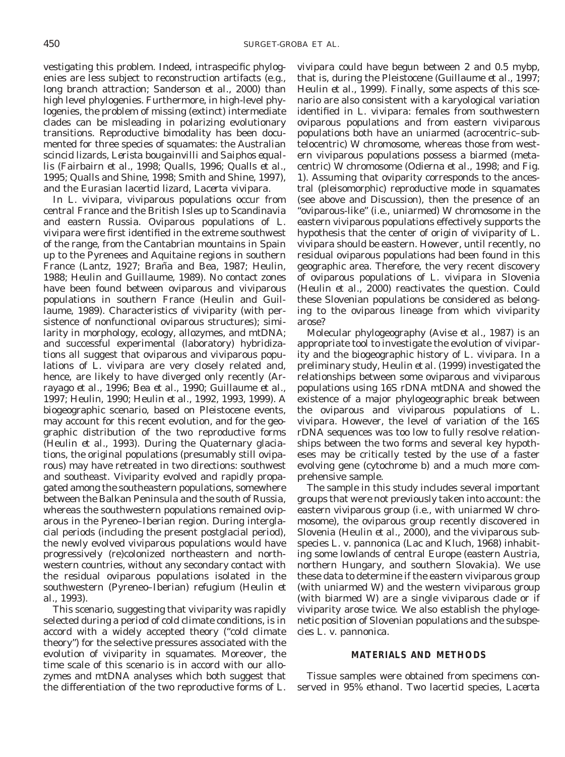vestigating this problem. Indeed, intraspecific phylogenies are less subject to reconstruction artifacts (e.g., long branch attraction; Sanderson *et al.*, 2000) than high level phylogenies. Furthermore, in high-level phylogenies, the problem of missing (extinct) intermediate clades can be misleading in polarizing evolutionary transitions. Reproductive bimodality has been documented for three species of squamates: the Australian scincid lizards, *Lerista bougainvilli* and *Saiphos equallis* (Fairbairn *et al.*, 1998; Qualls, 1996; Qualls *et al.*, 1995; Qualls and Shine, 1998; Smith and Shine, 1997), and the Eurasian lacertid lizard, *Lacerta vivipara.*

In *L. vivipara*, viviparous populations occur from central France and the British Isles up to Scandinavia and eastern Russia. Oviparous populations of *L. vivipara* were first identified in the extreme southwest of the range, from the Cantabrian mountains in Spain up to the Pyrenees and Aquitaine regions in southern France (Lantz, 1927; Braña and Bea, 1987; Heulin, 1988; Heulin and Guillaume, 1989). No contact zones have been found between oviparous and viviparous populations in southern France (Heulin and Guillaume, 1989). Characteristics of viviparity (with persistence of nonfunctional oviparous structures); similarity in morphology, ecology, allozymes, and mtDNA; and successful experimental (laboratory) hybridizations all suggest that oviparous and viviparous populations of *L. vivipara* are very closely related and, hence, are likely to have diverged only recently (Arrayago *et al.*, 1996; Bea *et al.*, 1990; Guillaume *et al.*, 1997; Heulin, 1990; Heulin *et al.*, 1992, 1993, 1999). A biogeographic scenario, based on Pleistocene events, may account for this recent evolution, and for the geographic distribution of the two reproductive forms (Heulin *et al.*, 1993). During the Quaternary glaciations, the original populations (presumably still oviparous) may have retreated in two directions: southwest and southeast. Viviparity evolved and rapidly propagated among the southeastern populations, somewhere between the Balkan Peninsula and the south of Russia, whereas the southwestern populations remained oviparous in the Pyreneo–Iberian region. During interglacial periods (including the present postglacial period), the newly evolved viviparous populations would have progressively (re)colonized northeastern and northwestern countries, without any secondary contact with the residual oviparous populations isolated in the southwestern (Pyreneo–Iberian) refugium (Heulin *et al.*, 1993).

This scenario, suggesting that viviparity was rapidly selected during a period of cold climate conditions, is in accord with a widely accepted theory ("cold climate theory") for the selective pressures associated with the evolution of viviparity in squamates. Moreover, the time scale of this scenario is in accord with our allozymes and mtDNA analyses which both suggest that the differentiation of the two reproductive forms of *L. vivipara* could have begun between 2 and 0.5 mybp, that is, during the Pleistocene (Guillaume *et al.*, 1997; Heulin *et al.*, 1999). Finally, some aspects of this scenario are also consistent with a karyological variation identified in *L. vivipara*: females from southwestern oviparous populations and from eastern viviparous populations both have an uniarmed (acrocentric–subtelocentric) W chromosome, whereas those from western viviparous populations possess a biarmed (metacentric) W chromosome (Odierna *et al.*, 1998; and Fig. 1). Assuming that oviparity corresponds to the ancestral (pleisomorphic) reproductive mode in squamates (see above and Discussion), then the presence of an "oviparous-like" (i.e., uniarmed) W chromosome in the eastern viviparous populations effectively supports the hypothesis that the center of origin of viviparity of *L. vivipara* should be eastern. However, until recently, no residual oviparous populations had been found in this geographic area. Therefore, the very recent discovery of oviparous populations of *L. vivipara* in Slovenia (Heulin *et al.*, 2000) reactivates the question. Could these Slovenian populations be considered as belonging to the oviparous lineage from which viviparity arose?

Molecular phylogeography (Avise *et al.*, 1987) is an appropriate tool to investigate the evolution of viviparity and the biogeographic history of *L. vivipara*. In a preliminary study, Heulin *et al.* (1999) investigated the relationships between some oviparous and viviparous populations using 16S rDNA mtDNA and showed the existence of a major phylogeographic break between the oviparous and viviparous populations of *L. vivipara*. However, the level of variation of the 16S rDNA sequences was too low to fully resolve relationships between the two forms and several key hypotheses may be critically tested by the use of a faster evolving gene (cytochrome b) and a much more comprehensive sample.

The sample in this study includes several important groups that were not previously taken into account: the eastern viviparous group (i.e., with uniarmed W chromosome), the oviparous group recently discovered in Slovenia (Heulin *et al.*, 2000), and the viviparous subspecies *L. v. pannonica* (Lac and Kluch, 1968) inhabiting some lowlands of central Europe (eastern Austria, northern Hungary, and southern Slovakia). We use these data to determine if the eastern viviparous group (with uniarmed W) and the western viviparous group (with biarmed W) are a single viviparous clade or if viviparity arose twice. We also establish the phylogenetic position of Slovenian populations and the subspecies *L. v. pannonica.*

## MATERIALS AND METHODS

Tissue samples were obtained from specimens conserved in 95% ethanol. Two lacertid species, *Lacerta*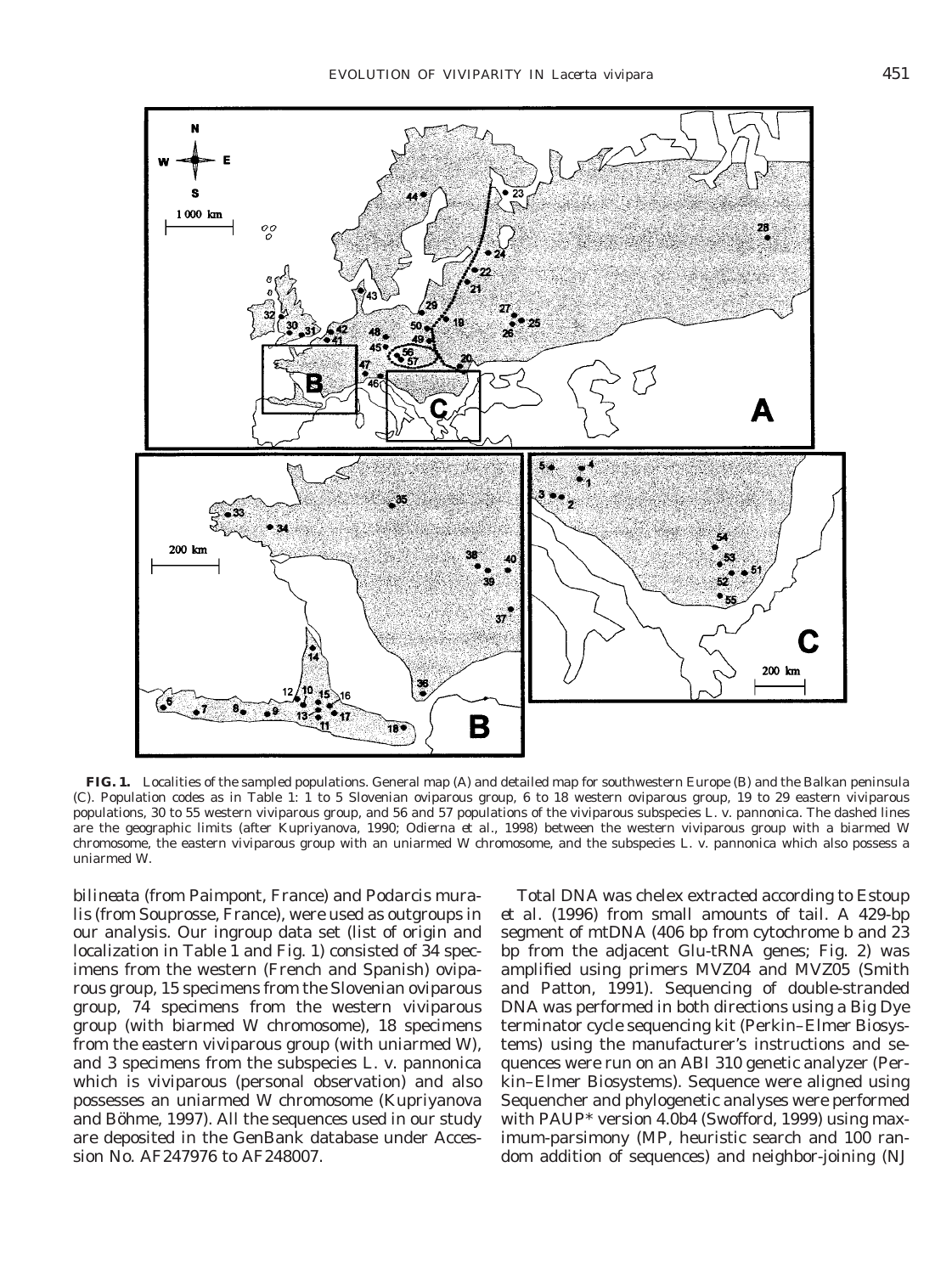**FIG. 1.** Localities of the sampled populations. General map (A) and detailed map for southwestern Europe (B) and the Balkan peninsula (C). Population codes as in Table 1: 1 to 5 Slovenian oviparous group, 6 to 18 western oviparous group, 19 to 29 eastern viviparous populations, 30 to 55 western viviparous group, and 56 and 57 populations of the viviparous subspecies *L. v. pannonica*. The dashed lines are the geographic limits (after Kupriyanova, 1990; Odierna et al., 1998) between the western viviparous group with a biarmed W chromosome, the eastern viviparous group with an uniarmed W chromosome, and the subspecies *L. v. pannonica* which also possess a uniarmed W.

*bilineata* (from Paimpont, France) and *Podarcis muralis* (from Souprosse, France), were used as outgroups in our analysis. Our ingroup data set (list of origin and localization in Table 1 and Fig. 1) consisted of 34 specimens from the western (French and Spanish) oviparous group, 15 specimens from the Slovenian oviparous group, 74 specimens from the western viviparous group (with biarmed W chromosome), 18 specimens from the eastern viviparous group (with uniarmed W), and 3 specimens from the subspecies *L. v. pannonica* which is viviparous (personal observation) and also possesses an uniarmed W chromosome (Kupriyanova and Böhme, 1997). All the sequences used in our study are deposited in the GenBank database under Accession No. AF247976 to AF248007.

Total DNA was chelex extracted according to Estoup et al. (1996) from small amounts of tail. A 429-bp segment of mtDNA (406 bp from cytochrome *b* and 23 bp from the adjacent Glu-tRNA genes; Fig. 2) was amplified using primers MVZ04 and MVZ05 (Smith and Patton, 1991). Sequencing of double-stranded DNA was performed in both directions using a Big Dye terminator cycle sequencing kit (Perkin–Elmer Biosystems) using the manufacturer's instructions and sequences were run on an ABI 310 genetic analyzer (Perkin–Elmer Biosystems). Sequence were aligned using Sequencher and phylogenetic analyses were performed with PAUP* version 4.0b4 (Swofford, 1999) using maximum-parsimony (MP, heuristic search and 100 random addition of sequences) and neighbor-joining (NJ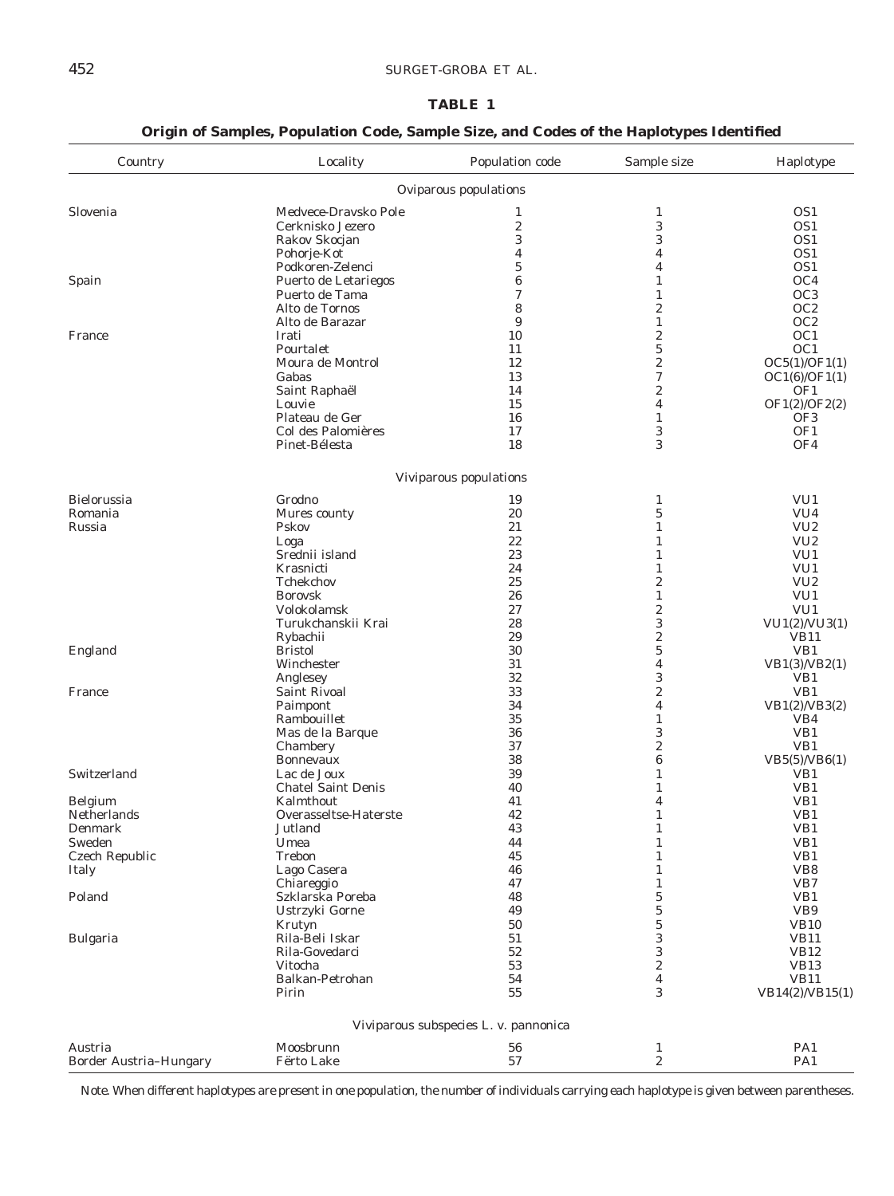**TABLE 1**

**Origin of Samples, Population Code, Sample Size, and Codes of the Haplotypes Identified**

| Country | Locality | Population code | Sample size | Haplotype |
|---|---|---|---|---|
| | | Oviparous populations | | |
| Slovenia | Medvece-Dravsko Pole | 1 | 1 | OS1 |
| | Cerknisko Jezero | 2 | 3 | OS1 |
| | Rakov Skocjan | 3 | 3 | OS1 |
| | Pohorje-Kot | 4 | 4 | OS1 |
| | Podkoren-Zelenci | 5 | 4 | OS1 |
| Spain | Puerto de Letariegos | 6 | 1 | OC4 |
| | Puerto de Tama | 7 | 1 | OC3 |
| | Alto de Tornos | 8 | 2 | OC2 |
| | Alto de Barazar | 9 | 1 | OC2 |
| France | Irati | 10 | 2 | OC1 |
| | Pourtalet | 11 | 5 | OC1 |
| | Moura de Montrol | 12 | 2 | OC5(1)/OF1(1) |
| | Gabas | 13 | 7 | OC1(6)/OF1(1) |
| | Saint Raphaël | 14 | 2 | OF1 |
| | Louvie | 15 | 4 | OF1(2)/OF2(2) |
| | Plateau de Ger | 16 | 1 | OF3 |
| | Col des Palomières | 17 | 3 | OF1 |
| | Pinet-Bélesta | 18 | 3 | OF4 |
| | | Viviparous populations | | |
| Bielorussia | Grodno | 19 | 1 | VU1 |
| Romania | Mures county | 20 | 5 | VU4 |
| Russia | Pskov | 21 | 1 | VU2 |
| | Loga | 22 | 1 | VU2 |
| | Srednii island | 23 | 1 | VU1 |
| | Krasnicti | 24 | 1 | VU1 |
| | Tchekchov | 25 | 2 | VU2 |
| | Borovsk | 26 | 1 | VU1 |
| | Volokolamsk | 27 | 2 | VU1 |
| | Turukchanskii Krai | 28 | 3 | VU1(2)/VU3(1) |
| | Rybachii | 29 | 2 | VB11 |
| England | Bristol | 30 | 5 | VB1 |
| | Winchester | 31 | 4 | VB1(3)/VB2(1) |
| | Anglesey | 32 | 3 | VB1 |
| France | Saint Rivoal | 33 | 2 | VB1 |
| | Paimpont | 34 | 4 | VB1(2)/VB3(2) |
| | Rambouillet | 35 | 1 | VB4 |
| | Mas de la Barque | 36 | 3 | VB1 |
| | Chambery | 37 | 2 | VB1 |
| | Bonnevaux | 38 | 6 | VB5(5)/VB6(1) |
| Switzerland | Lac de Joux | 39 | 1 | VB1 |
| | Chatel Saint Denis | 40 | 1 | VB1 |
| Belgium | Kalmthout | 41 | 4 | VB1 |
| Netherlands | Overasseltse-Haterste | 42 | 1 | VB1 |
| Denmark | Jutland | 43 | 1 | VB1 |
| Sweden | Umea | 44 | 1 | VB1 |
| Czech Republic | Trebon | 45 | 1 | VB1 |
| Italy | Lago Casera | 46 | 1 | VB8 |
| | Chiareggio | 47 | 1 | VB7 |
| Poland | Szklarska Poreba | 48 | 5 | VB1 |
| | Ustrzyki Gorne | 49 | 5 | VB9 |
| | Krutyn | 50 | 5 | VB10 |
| Bulgaria | Rila-Beli Iskar | 51 | 3 | VB11 |
| | Rila-Govedarci | 52 | 3 | VB12 |
| | Vitocha | 53 | 2 | VB13 |
| | Balkan-Petrohan | 54 | 4 | VB11 |
| | Pirin | 55 | 3 | VB14(2)/VB15(1) |
| | | Viviparous subspecies *L. v. pannonica* | | |
| Austria | Moosbrunn | 56 | 1 | PA1 |
| Border Austria–Hungary | Fërto Lake | 57 | 2 | PA1 |

*Note.* When different haplotypes are present in one population, the number of individuals carrying each haplotype is given between parentheses.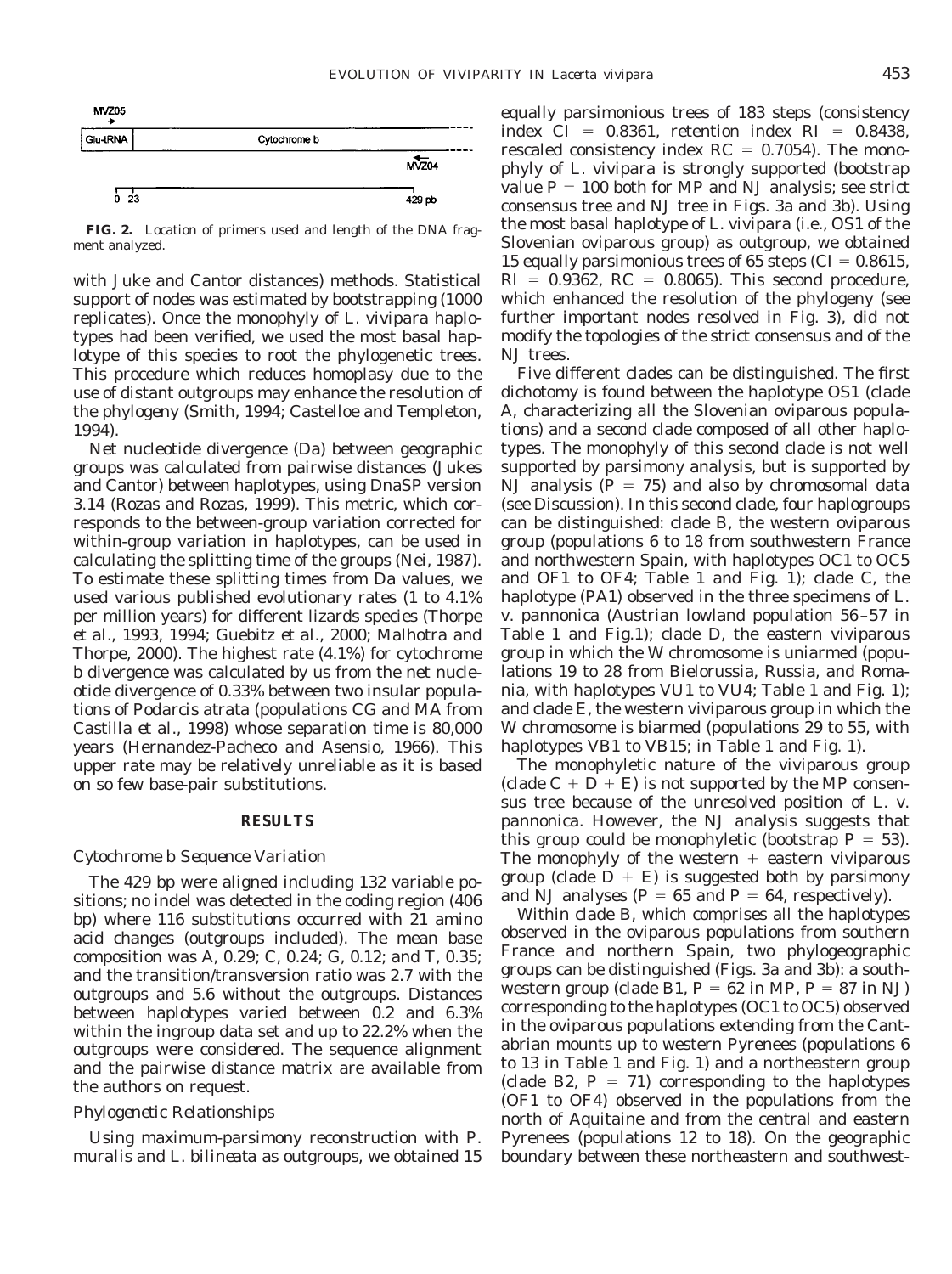**FIG. 2.** Location of primers used and length of the DNA fragment analyzed.

with Juke and Cantor distances) methods. Statistical support of nodes was estimated by bootstrapping (1000 replicates). Once the monophyly of *L. vivipara* haplotypes had been verified, we used the most basal haplotype of this species to root the phylogenetic trees. This procedure which reduces homoplasy due to the use of distant outgroups may enhance the resolution of the phylogeny (Smith, 1994; Castelloe and Templeton, 1994).

Net nucleotide divergence (Da) between geographic groups was calculated from pairwise distances (Jukes and Cantor) between haplotypes, using DnaSP version 3.14 (Rozas and Rozas, 1999). This metric, which corresponds to the between-group variation corrected for within-group variation in haplotypes, can be used in calculating the splitting time of the groups (Nei, 1987). To estimate these splitting times from Da values, we used various published evolutionary rates (1 to 4.1% per million years) for different lizards species (Thorpe *et al.*, 1993, 1994; Guebitz *et al.*, 2000; Malhotra and Thorpe, 2000). The highest rate (4.1%) for cytochrome b divergence was calculated by us from the net nucleotide divergence of 0.33% between two insular populations of *Podarcis atrata* (populations CG and MA from Castilla *et al.*, 1998) whose separation time is 80,000 years (Hernandez-Pacheco and Asensio, 1966). This upper rate may be relatively unreliable as it is based on so few base-pair substitutions.

## RESULTS

### *Cytochrome b Sequence Variation*

The 429 bp were aligned including 132 variable positions; no indel was detected in the coding region (406 bp) where 116 substitutions occurred with 21 amino acid changes (outgroups included). The mean base composition was A, 0.29; C, 0.24; G, 0.12; and T, 0.35; and the transition/transversion ratio was 2.7 with the outgroups and 5.6 without the outgroups. Distances between haplotypes varied between 0.2 and 6.3% within the ingroup data set and up to 22.2% when the outgroups were considered. The sequence alignment and the pairwise distance matrix are available from the authors on request.

### *Phylogenetic Relationships*

Using maximum-parsimony reconstruction with *P. muralis* and *L. bilineata* as outgroups, we obtained 15 equally parsimonious trees of 183 steps (consistency index CI = 0.8361, retention index RI = 0.8438, rescaled consistency index RC = 0.7054). The monophyly of *L. vivipara* is strongly supported (bootstrap value P = 100 both for MP and NJ analysis; see strict consensus tree and NJ tree in Figs. 3a and 3b). Using the most basal haplotype of *L. vivipara* (i.e., OS1 of the Slovenian oviparous group) as outgroup, we obtained 15 equally parsimonious trees of 65 steps (CI = 0.8615, RI = 0.9362, RC = 0.8065). This second procedure, which enhanced the resolution of the phylogeny (see further important nodes resolved in Fig. 3), did not modify the topologies of the strict consensus and of the NJ trees.

Five different clades can be distinguished. The first dichotomy is found between the haplotype OS1 (clade A, characterizing all the Slovenian oviparous populations) and a second clade composed of all other haplotypes. The monophyly of this second clade is not well supported by parsimony analysis, but is supported by NJ analysis (P = 75) and also by chromosomal data (see Discussion). In this second clade, four haplogroups can be distinguished: clade B, the western oviparous group (populations 6 to 18 from southwestern France and northwestern Spain, with haplotypes OC1 to OC5 and OF1 to OF4; Table 1 and Fig. 1); clade C, the haplotype (PA1) observed in the three specimens of *L. v. pannonica* (Austrian lowland population 56–57 in Table 1 and Fig.1); clade D, the eastern viviparous group in which the W chromosome is uniarmed (populations 19 to 28 from Bielorussia, Russia, and Romania, with haplotypes VU1 to VU4; Table 1 and Fig. 1); and clade E, the western viviparous group in which the W chromosome is biarmed (populations 29 to 55, with haplotypes VB1 to VB15; in Table 1 and Fig. 1).

The monophyletic nature of the viviparous group (clade C + D + E) is not supported by the MP consensus tree because of the unresolved position of *L. v. pannonica*. However, the NJ analysis suggests that this group could be monophyletic (bootstrap P = 53). The monophyly of the western + eastern viviparous group (clade D + E) is suggested both by parsimony and NJ analyses (P = 65 and P = 64, respectively).

Within clade B, which comprises all the haplotypes observed in the oviparous populations from southern France and northern Spain, two phylogeographic groups can be distinguished (Figs. 3a and 3b): a southwestern group (clade B1, P = 62 in MP, P = 87 in NJ) corresponding to the haplotypes (OC1 to OC5) observed in the oviparous populations extending from the Cantabrian mounts up to western Pyrenees (populations 6 to 13 in Table 1 and Fig. 1) and a northeastern group (clade B2, P = 71) corresponding to the haplotypes (OF1 to OF4) observed in the populations from the north of Aquitaine and from the central and eastern Pyrenees (populations 12 to 18). On the geographic boundary between these northeastern and southwest-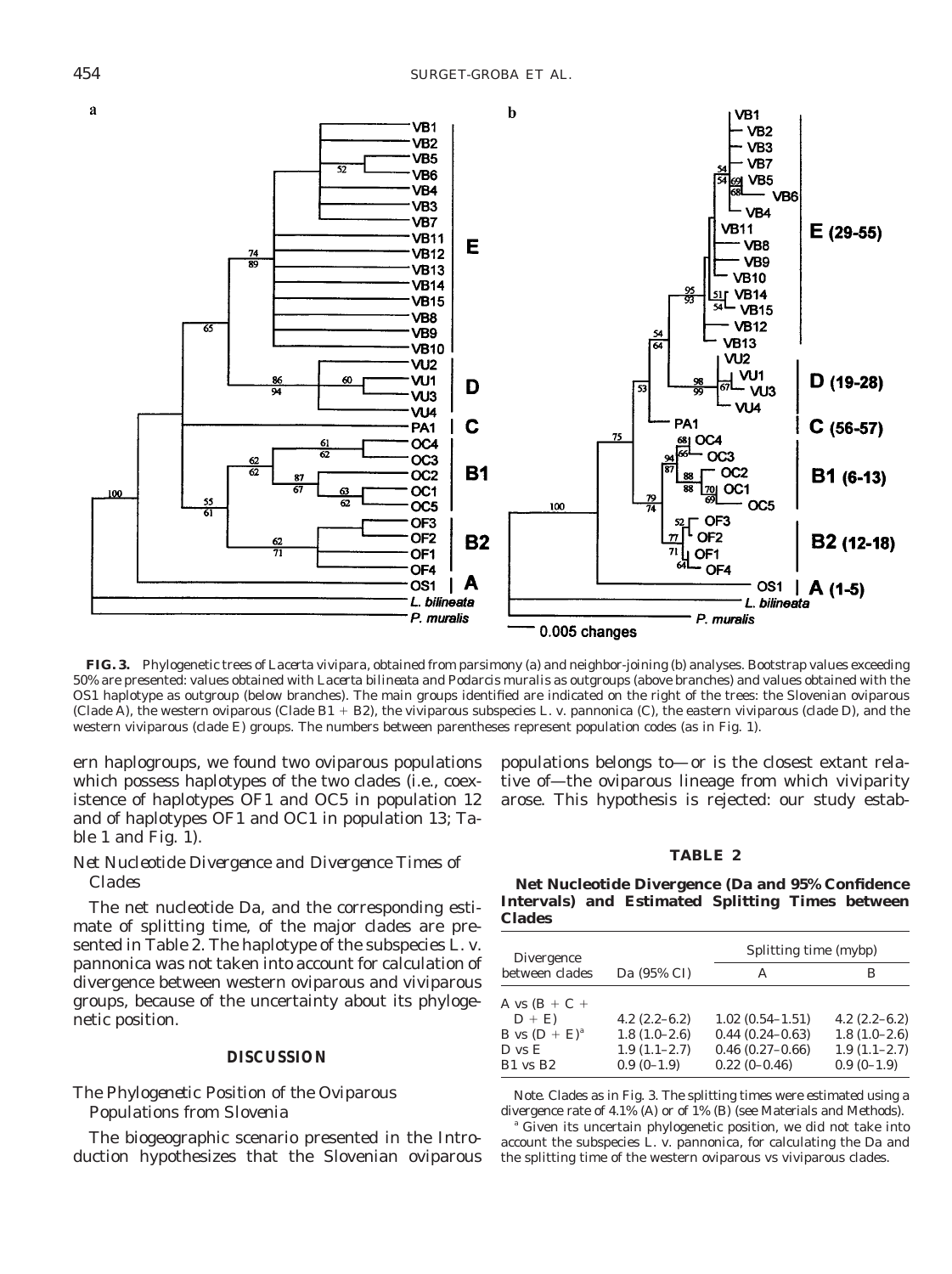**FIG. 3.** Phylogenetic trees of *Lacerta vivipara*, obtained from parsimony (a) and neighbor-joining (b) analyses. Bootstrap values exceeding 50% are presented: values obtained with *Lacerta bilineata* and *Podarcis muralis* as outgroups (above branches) and values obtained with the OS1 haplotype as outgroup (below branches). The main groups identified are indicated on the right of the trees: the Slovenian oviparous (Clade A), the western oviparous (Clade B1 + B2), the viviparous subspecies *L. v. pannonica* (C), the eastern viviparous (clade D), and the western viviparous (clade E) groups. The numbers between parentheses represent population codes (as in Fig. 1).

ern haplogroups, we found two oviparous populations which possess haplotypes of the two clades (i.e., coexistence of haplotypes OF1 and OC5 in population 12 and of haplotypes OF1 and OC1 in population 13; Table 1 and Fig. 1).

### *Net Nucleotide Divergence and Divergence Times of Clades*

The net nucleotide Da, and the corresponding estimate of splitting time, of the major clades are presented in Table 2. The haplotype of the subspecies *L. v. pannonica* was not taken into account for calculation of divergence between western oviparous and viviparous groups, because of the uncertainty about its phylogenetic position.

## DISCUSSION

### *The Phylogenetic Position of the Oviparous Populations from Slovenia*

The biogeographic scenario presented in the Introduction hypothesizes that the Slovenian oviparous populations belongs to—or is the closest extant relative of—the oviparous lineage from which viviparity arose. This hypothesis is rejected: our study estab-

**TABLE 2**

**Net Nucleotide Divergence (Da and 95% Confidence Intervals) and Estimated Splitting Times between Clades**

| Divergence between clades | Da (95% CI) | Splitting time (mybp) | |
|---|---|---|---|
| | | A | B |
| A vs (B + C + D + E) | 4.2 (2.2–6.2) | 1.02 (0.54–1.51) | 4.2 (2.2–6.2) |
| B vs (D + E)[a] | 1.8 (1.0–2.6) | 0.44 (0.24–0.63) | 1.8 (1.0–2.6) |
| D vs E | 1.9 (1.1–2.7) | 0.46 (0.27–0.66) | 1.9 (1.1–2.7) |
| B1 vs B2 | 0.9 (0–1.9) | 0.22 (0–0.46) | 0.9 (0–1.9) |

*Note.* Clades as in Fig. 3. The splitting times were estimated using a divergence rate of 4.1% (A) or of 1% (B) (see Materials and Methods).

[a] Given its uncertain phylogenetic position, we did not take into account the subspecies *L. v. pannonica*, for calculating the Da and the splitting time of the western oviparous vs viviparous clades.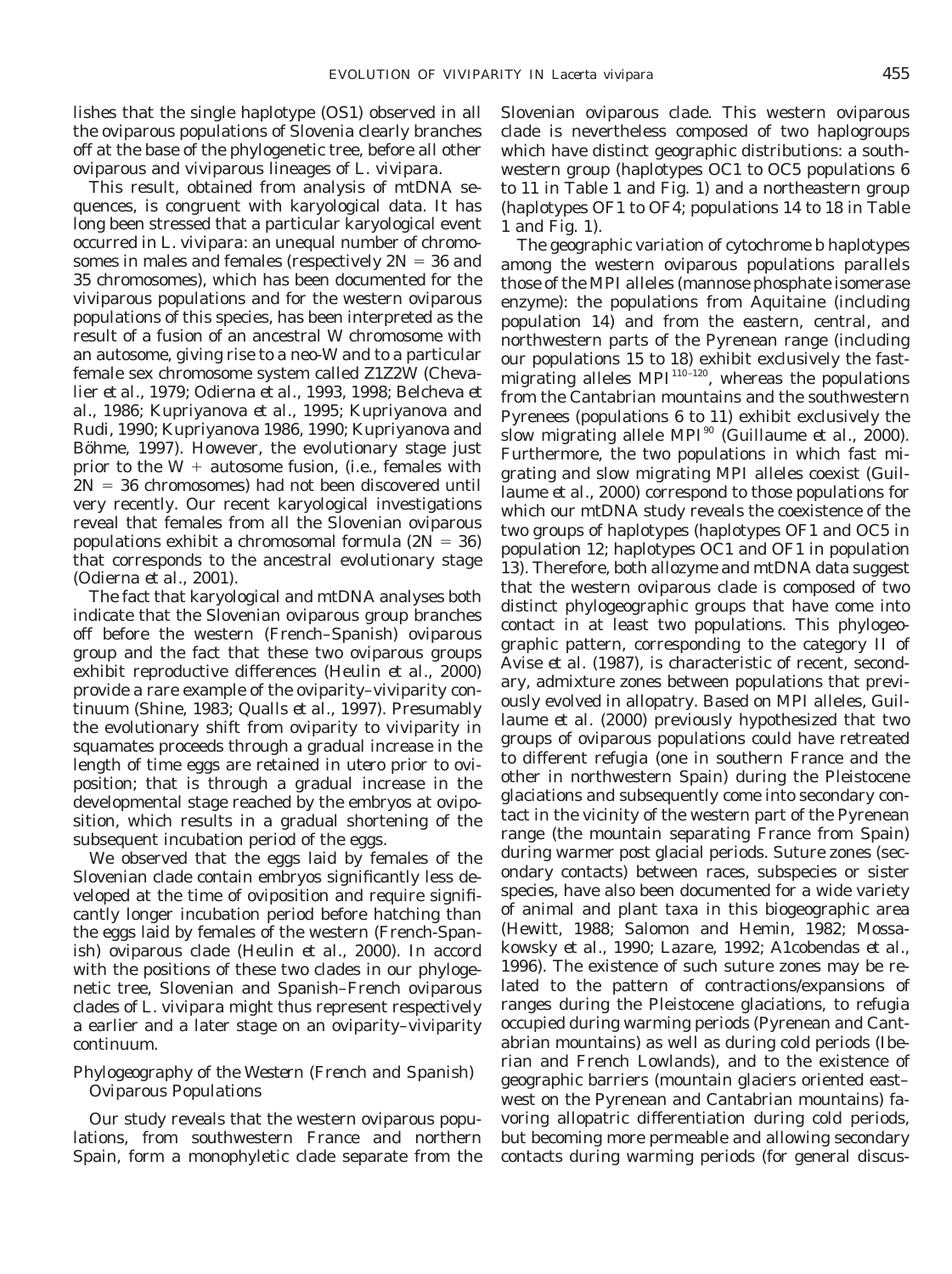lishes that the single haplotype (OS1) observed in all the oviparous populations of Slovenia clearly branches off at the base of the phylogenetic tree, before all other oviparous and viviparous lineages of *L. vivipara*.

This result, obtained from analysis of mtDNA sequences, is congruent with karyological data. It has long been stressed that a particular karyological event occurred in *L. vivipara*: an unequal number of chromosomes in males and females (respectively $2N = 36$ and 35 chromosomes), which has been documented for the viviparous populations and for the western oviparous populations of this species, has been interpreted as the result of a fusion of an ancestral W chromosome with an autosome, giving rise to a neo-W and to a particular female sex chromosome system called Z1Z2W (Chevalier *et al.*, 1979; Odierna *et al.*, 1993, 1998; Belcheva *et al.*, 1986; Kupriyanova *et al.*, 1995; Kupriyanova and Rudi, 1990; Kupriyanova 1986, 1990; Kupriyanova and Böhme, 1997). However, the evolutionary stage just prior to the W + autosome fusion, (i.e., females with $2N = 36$ chromosomes) had not been discovered until very recently. Our recent karyological investigations reveal that females from all the Slovenian oviparous populations exhibit a chromosomal formula ($2N = 36$) that corresponds to the ancestral evolutionary stage (Odierna *et al.*, 2001).

The fact that karyological and mtDNA analyses both indicate that the Slovenian oviparous group branches off before the western (French–Spanish) oviparous group and the fact that these two oviparous groups exhibit reproductive differences (Heulin *et al.*, 2000) provide a rare example of the oviparity–viviparity continuum (Shine, 1983; Qualls *et al.*, 1997). Presumably the evolutionary shift from oviparity to viviparity in squamates proceeds through a gradual increase in the length of time eggs are retained *in utero* prior to oviposition; that is through a gradual increase in the developmental stage reached by the embryos at oviposition, which results in a gradual shortening of the subsequent incubation period of the eggs.

We observed that the eggs laid by females of the Slovenian clade contain embryos significantly less developed at the time of oviposition and require significantly longer incubation period before hatching than the eggs laid by females of the western (French-Spanish) oviparous clade (Heulin *et al.*, 2000). In accord with the positions of these two clades in our phylogenetic tree, Slovenian and Spanish–French oviparous clades of *L. vivipara* might thus represent respectively a earlier and a later stage on an oviparity–viviparity continuum.

### *Phylogeography of the Western (French and Spanish) Oviparous Populations*

Our study reveals that the western oviparous populations, from southwestern France and northern Spain, form a monophyletic clade separate from the Slovenian oviparous clade. This western oviparous clade is nevertheless composed of two haplogroups which have distinct geographic distributions: a southwestern group (haplotypes OC1 to OC5 populations 6 to 11 in Table 1 and Fig. 1) and a northeastern group (haplotypes OF1 to OF4; populations 14 to 18 in Table 1 and Fig. 1).

The geographic variation of cytochrome b haplotypes among the western oviparous populations parallels those of the MPI alleles (mannose phosphate isomerase enzyme): the populations from Aquitaine (including population 14) and from the eastern, central, and northwestern parts of the Pyrenean range (including our populations 15 to 18) exhibit exclusively the fast-migrating alleles $MPI^{110-120}$, whereas the populations from the Cantabrian mountains and the southwestern Pyrenees (populations 6 to 11) exhibit exclusively the slow migrating allele $MPI^{90}$ (Guillaume *et al.*, 2000). Furthermore, the two populations in which fast migrating and slow migrating MPI alleles coexist (Guillaume *et al.*, 2000) correspond to those populations for which our mtDNA study reveals the coexistence of the two groups of haplotypes (haplotypes OF1 and OC5 in population 12; haplotypes OC1 and OF1 in population 13). Therefore, both allozyme and mtDNA data suggest that the western oviparous clade is composed of two distinct phylogeographic groups that have come into contact in at least two populations. This phylogeographic pattern, corresponding to the category II of Avise *et al.* (1987), is characteristic of recent, secondary, admixture zones between populations that previously evolved in allopatry. Based on MPI alleles, Guillaume *et al.* (2000) previously hypothesized that two groups of oviparous populations could have retreated to different refugia (one in southern France and the other in northwestern Spain) during the Pleistocene glaciations and subsequently come into secondary contact in the vicinity of the western part of the Pyrenean range (the mountain separating France from Spain) during warmer post glacial periods. Suture zones (secondary contacts) between races, subspecies or sister species, have also been documented for a wide variety of animal and plant taxa in this biogeographic area (Hewitt, 1988; Salomon and Hemin, 1982; Mossakowsky *et al.*, 1990; Lazare, 1992; A1cobendas *et al.*, 1996). The existence of such suture zones may be related to the pattern of contractions/expansions of ranges during the Pleistocene glaciations, to refugia occupied during warming periods (Pyrenean and Cantabrian mountains) as well as during cold periods (Iberian and French Lowlands), and to the existence of geographic barriers (mountain glaciers oriented east–west on the Pyrenean and Cantabrian mountains) favoring allopatric differentiation during cold periods, but becoming more permeable and allowing secondary contacts during warming periods (for general discus-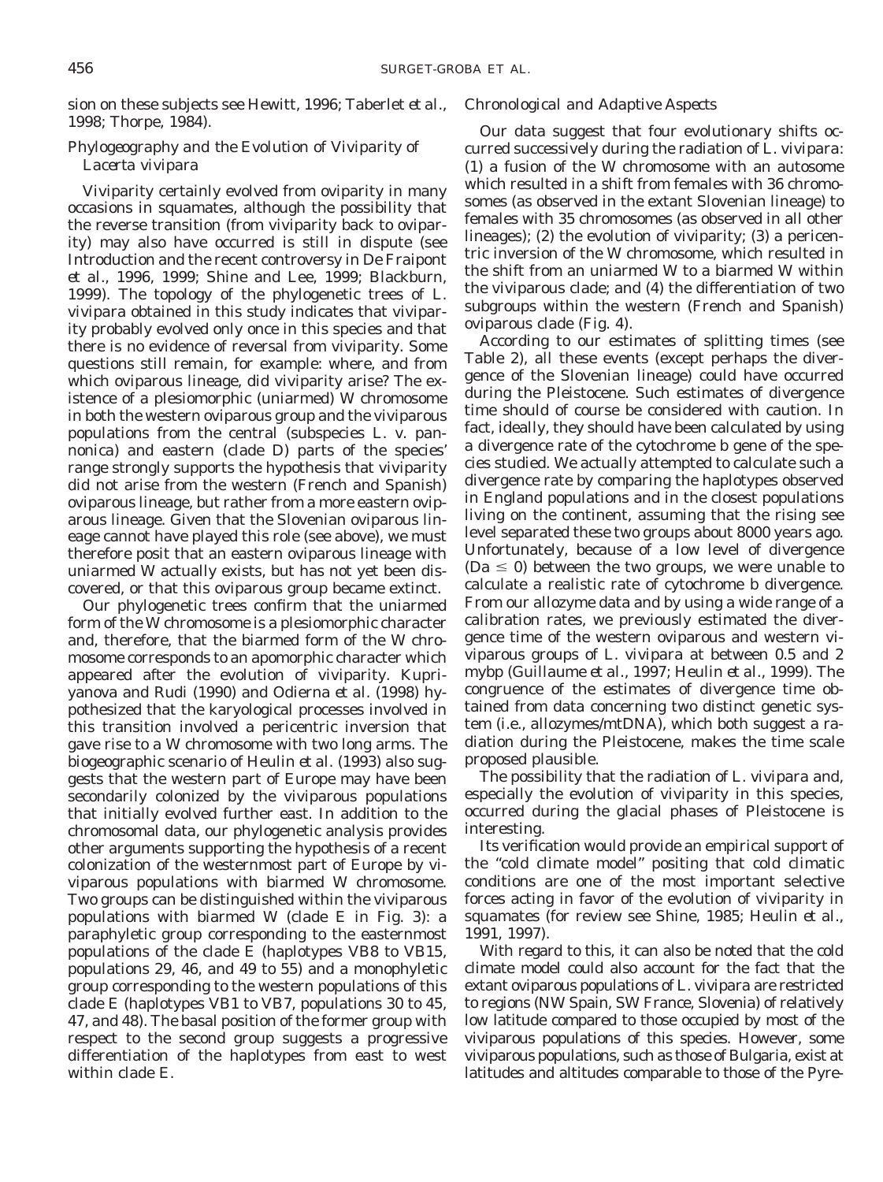sion on these subjects see Hewitt, 1996; Taberlet *et al.*, 1998; Thorpe, 1984).

### *Phylogeography and the Evolution of Viviparity of Lacerta vivipara*

Viviparity certainly evolved from oviparity in many occasions in squamates, although the possibility that the reverse transition (from viviparity back to oviparity) may also have occurred is still in dispute (see Introduction and the recent controversy in De Fraipont *et al.*, 1996, 1999; Shine and Lee, 1999; Blackburn, 1999). The topology of the phylogenetic trees of *L. vivipara* obtained in this study indicates that viviparity probably evolved only once in this species and that there is no evidence of reversal from viviparity. Some questions still remain, for example: where, and from which oviparous lineage, did viviparity arise? The existence of a plesiomorphic (uniarmed) W chromosome in both the western oviparous group and the viviparous populations from the central (subspecies *L. v. pannonica*) and eastern (clade D) parts of the species' range strongly supports the hypothesis that viviparity did not arise from the western (French and Spanish) oviparous lineage, but rather from a more eastern oviparous lineage. Given that the Slovenian oviparous lineage cannot have played this role (see above), we must therefore posit that an eastern oviparous lineage with uniarmed W actually exists, but has not yet been discovered, or that this oviparous group became extinct.

Our phylogenetic trees confirm that the uniarmed form of the W chromosome is a plesiomorphic character and, therefore, that the biarmed form of the W chromosome corresponds to an apomorphic character which appeared after the evolution of viviparity. Kupriyanova and Rudi (1990) and Odierna *et al.* (1998) hypothesized that the karyological processes involved in this transition involved a pericentric inversion that gave rise to a W chromosome with two long arms. The biogeographic scenario of Heulin *et al.* (1993) also suggests that the western part of Europe may have been secondarily colonized by the viviparous populations that initially evolved further east. In addition to the chromosomal data, our phylogenetic analysis provides other arguments supporting the hypothesis of a recent colonization of the westernmost part of Europe by viviparous populations with biarmed W chromosome. Two groups can be distinguished within the viviparous populations with biarmed W (clade E in Fig. 3): a paraphyletic group corresponding to the easternmost populations of the clade E (haplotypes VB8 to VB15, populations 29, 46, and 49 to 55) and a monophyletic group corresponding to the western populations of this clade E (haplotypes VB1 to VB7, populations 30 to 45, 47, and 48). The basal position of the former group with respect to the second group suggests a progressive differentiation of the haplotypes from east to west within clade E.

### *Chronological and Adaptive Aspects*

Our data suggest that four evolutionary shifts occurred successively during the radiation of *L. vivipara*: (1) a fusion of the W chromosome with an autosome which resulted in a shift from females with 36 chromosomes (as observed in the extant Slovenian lineage) to females with 35 chromosomes (as observed in all other lineages); (2) the evolution of viviparity; (3) a pericentric inversion of the W chromosome, which resulted in the shift from an uniarmed W to a biarmed W within the viviparous clade; and (4) the differentiation of two subgroups within the western (French and Spanish) oviparous clade (Fig. 4).

According to our estimates of splitting times (see Table 2), all these events (except perhaps the divergence of the Slovenian lineage) could have occurred during the Pleistocene. Such estimates of divergence time should of course be considered with caution. In fact, ideally, they should have been calculated by using a divergence rate of the cytochrome b gene of the species studied. We actually attempted to calculate such a divergence rate by comparing the haplotypes observed in England populations and in the closest populations living on the continent, assuming that the rising see level separated these two groups about 8000 years ago. Unfortunately, because of a low level of divergence ($Da \leq 0$) between the two groups, we were unable to calculate a realistic rate of cytochrome b divergence. From our allozyme data and by using a wide range of a calibration rates, we previously estimated the divergence time of the western oviparous and western viviparous groups of *L. vivipara* at between 0.5 and 2 mybp (Guillaume *et al.*, 1997; Heulin *et al.*, 1999). The congruence of the estimates of divergence time obtained from data concerning two distinct genetic system (i.e., allozymes/mtDNA), which both suggest a radiation during the Pleistocene, makes the time scale proposed plausible.

The possibility that the radiation of *L. vivipara* and, especially the evolution of viviparity in this species, occurred during the glacial phases of Pleistocene is interesting.

Its verification would provide an empirical support of the "cold climate model" positing that cold climatic conditions are one of the most important selective forces acting in favor of the evolution of viviparity in squamates (for review see Shine, 1985; Heulin *et al.*, 1991, 1997).

With regard to this, it can also be noted that the cold climate model could also account for the fact that the extant oviparous populations of *L. vivipara* are restricted to regions (NW Spain, SW France, Slovenia) of relatively low latitude compared to those occupied by most of the viviparous populations of this species. However, some viviparous populations, such as those of Bulgaria, exist at latitudes and altitudes comparable to those of the Pyre-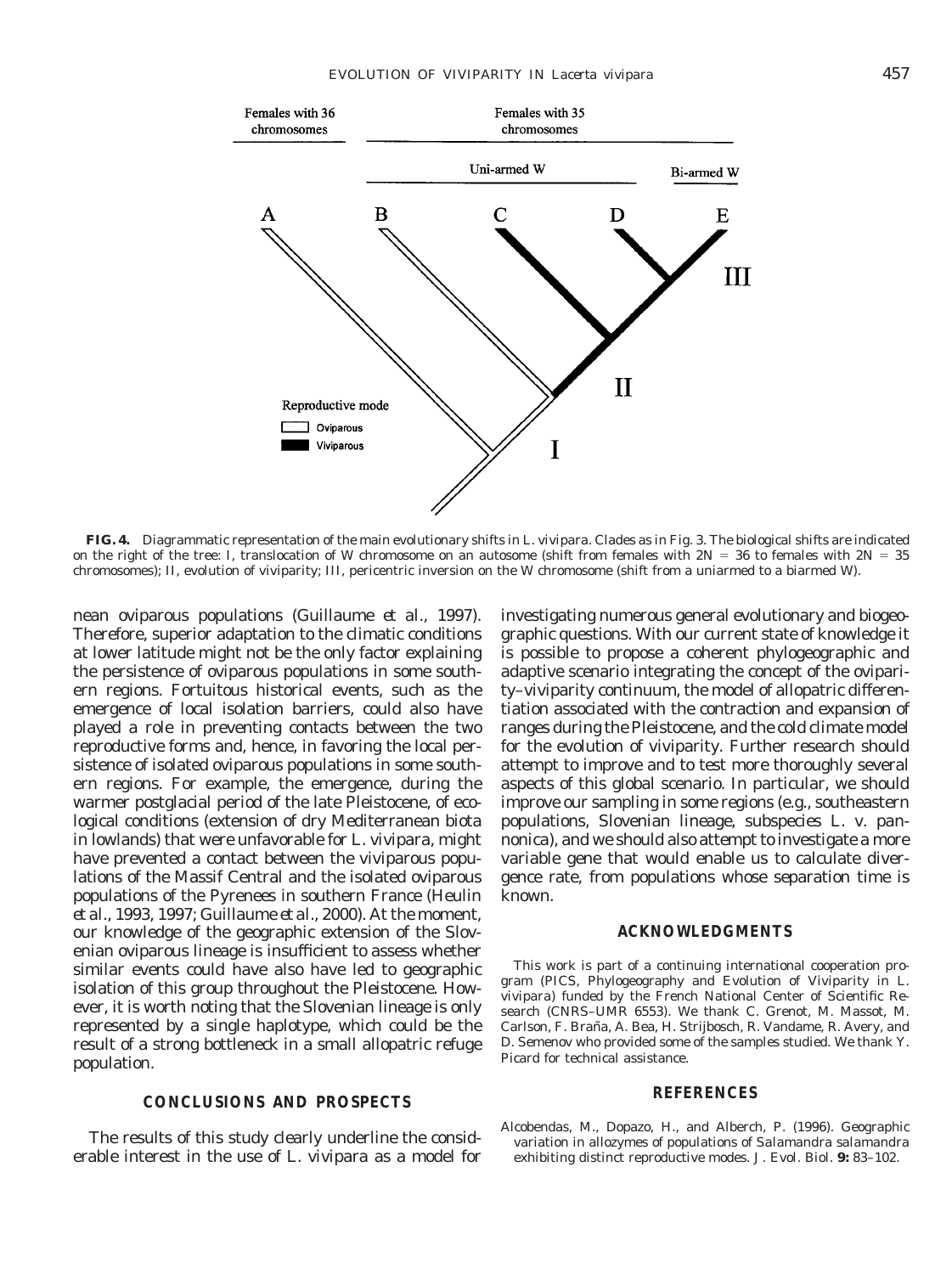Females with 36 chromosomes

Females with 35 chromosomes

Uni-armed W

Bi-armed W

A

B

C

D

E

III

II

I

Reproductive mode

Oviparous

Viviparous

**FIG. 4.** Diagrammatic representation of the main evolutionary shifts in *L. vivipara*. Clades as in Fig. 3. The biological shifts are indicated on the right of the tree: I, translocation of W chromosome on an autosome (shift from females with 2N = 36 to females with 2N = 35 chromosomes); II, evolution of viviparity; III, pericentric inversion on the W chromosome (shift from a uniarmed to a biarmed W).

nean oviparous populations (Guillaume *et al.*, 1997). Therefore, superior adaptation to the climatic conditions at lower latitude might not be the only factor explaining the persistence of oviparous populations in some southern regions. Fortuitous historical events, such as the emergence of local isolation barriers, could also have played a role in preventing contacts between the two reproductive forms and, hence, in favoring the local persistence of isolated oviparous populations in some southern regions. For example, the emergence, during the warmer postglacial period of the late Pleistocene, of ecological conditions (extension of dry Mediterranean biota in lowlands) that were unfavorable for *L. vivipara*, might have prevented a contact between the viviparous populations of the Massif Central and the isolated oviparous populations of the Pyrenees in southern France (Heulin *et al.*, 1993, 1997; Guillaume *et al.*, 2000). At the moment, our knowledge of the geographic extension of the Slovenian oviparous lineage is insufficient to assess whether similar events could have also have led to geographic isolation of this group throughout the Pleistocene. However, it is worth noting that the Slovenian lineage is only represented by a single haplotype, which could be the result of a strong bottleneck in a small allopatric refuge population.

## CONCLUSIONS AND PROSPECTS

The results of this study clearly underline the considerable interest in the use of *L. vivipara* as a model for investigating numerous general evolutionary and biogeographic questions. With our current state of knowledge it is possible to propose a coherent phylogeographic and adaptive scenario integrating the concept of the oviparity–viviparity continuum, the model of allopatric differentiation associated with the contraction and expansion of ranges during the Pleistocene, and the cold climate model for the evolution of viviparity. Further research should attempt to improve and to test more thoroughly several aspects of this global scenario. In particular, we should improve our sampling in some regions (e.g., southeastern populations, Slovenian lineage, subspecies *L. v. pannonica*), and we should also attempt to investigate a more variable gene that would enable us to calculate divergence rate, from populations whose separation time is known.

## ACKNOWLEDGMENTS

This work is part of a continuing international cooperation program (PICS, Phylogeography and Evolution of Viviparity in *L. vivipara*) funded by the French National Center of Scientific Research (CNRS–UMR 6553). We thank C. Grenot, M. Massot, M. Carlson, F. Braña, A. Bea, H. Strijbosch, R. Vandame, R. Avery, and D. Semenov who provided some of the samples studied. We thank Y. Picard for technical assistance.

## REFERENCES

Alcobendas, M., Dopazo, H., and Alberch, P. (1996). Geographic variation in allozymes of populations of *Salamandra salamandra* exhibiting distinct reproductive modes. *J. Evol. Biol.* **9:** 83–102.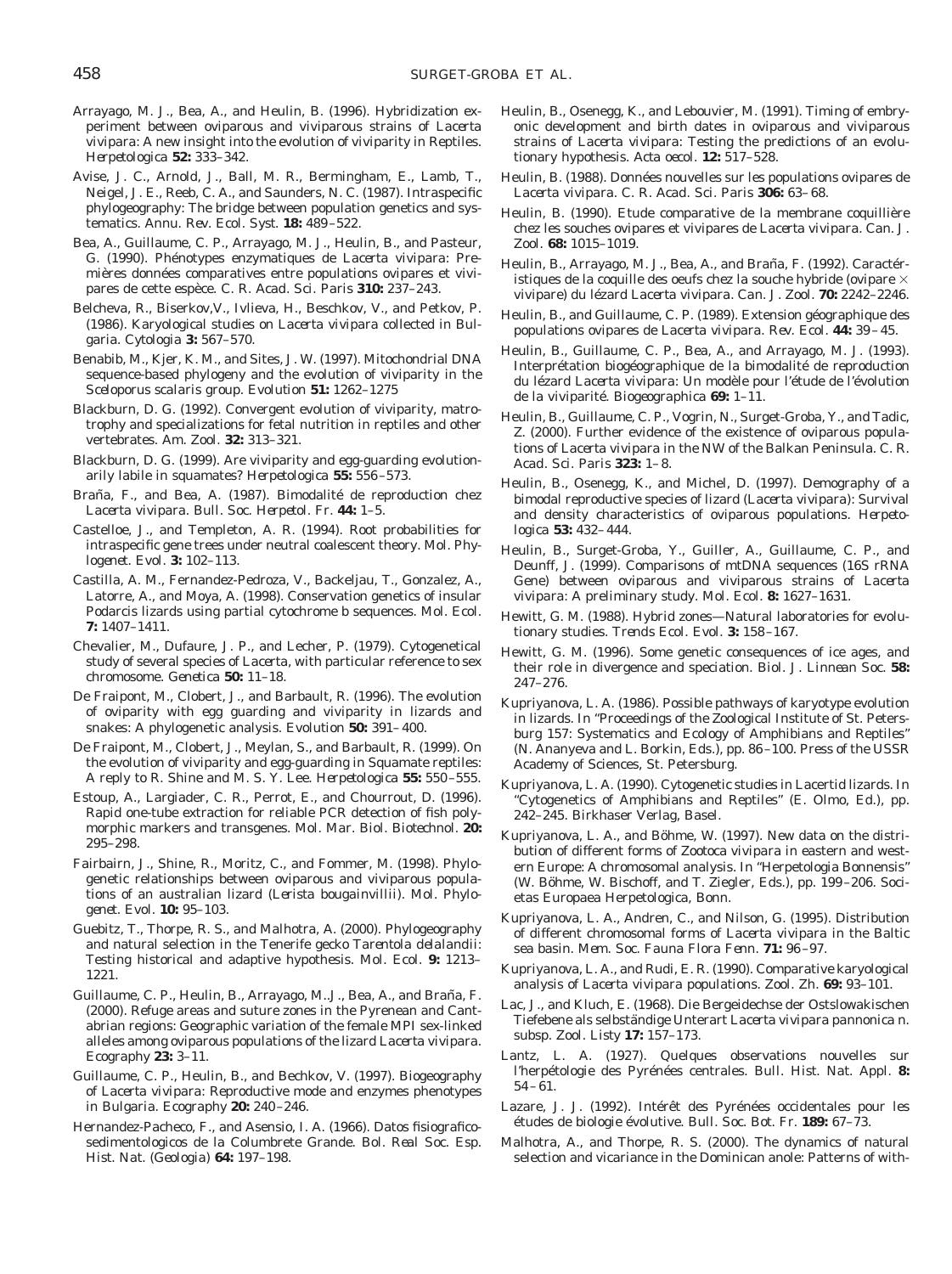Arrayago, M. J., Bea, A., and Heulin, B. (1996). Hybridization experiment between oviparous and viviparous strains of *Lacerta vivipara*: A new insight into the evolution of viviparity in Reptiles. *Herpetologica* **52:** 333–342.

Avise, J. C., Arnold, J., Ball, M. R., Bermingham, E., Lamb, T., Neigel, J. E., Reeb, C. A., and Saunders, N. C. (1987). Intraspecific phylogeography: The bridge between population genetics and systematics. *Annu. Rev. Ecol. Syst.* **18:** 489–522.

Bea, A., Guillaume, C. P., Arrayago, M. J., Heulin, B., and Pasteur, G. (1990). Phénotypes enzymatiques de *Lacerta vivipara*: Premières données comparatives entre populations ovipares et vivipares de cette espèce. *C. R. Acad. Sci. Paris* **310:** 237–243.

Belcheva, R., Biserkov,V., Ivlieva, H., Beschkov, V., and Petkov, P. (1986). Karyological studies on *Lacerta vivipara* collected in Bulgaria. *Cytologia* **3:** 567–570.

Benabib, M., Kjer, K. M., and Sites, J. W. (1997). Mitochondrial DNA sequence-based phylogeny and the evolution of viviparity in the *Sceloporus scalaris* group. *Evolution* **51:** 1262–1275

Blackburn, D. G. (1992). Convergent evolution of viviparity, matrotrophy and specializations for fetal nutrition in reptiles and other vertebrates. *Am. Zool.* **32:** 313–321.

Blackburn, D. G. (1999). Are viviparity and egg-guarding evolutionarily labile in squamates? *Herpetologica* **55:** 556–573.

Braña, F., and Bea, A. (1987). Bimodalité de reproduction chez *Lacerta vivipara*. *Bull. Soc. Herpetol. Fr.* **44:** 1–5.

Castelloe, J., and Templeton, A. R. (1994). Root probabilities for intraspecific gene trees under neutral coalescent theory. *Mol. Phylogenet. Evol.* **3:** 102–113.

Castilla, A. M., Fernandez-Pedroza, V., Backeljau, T., Gonzalez, A., Latorre, A., and Moya, A. (1998). Conservation genetics of insular *Podarcis* lizards using partial cytochrome b sequences. *Mol. Ecol.* **7:** 1407–1411.

Chevalier, M., Dufaure, J. P., and Lecher, P. (1979). Cytogenetical study of several species of *Lacerta*, with particular reference to sex chromosome. *Genetica* **50:** 11–18.

De Fraipont, M., Clobert, J., and Barbault, R. (1996). The evolution of oviparity with egg guarding and viviparity in lizards and snakes: A phylogenetic analysis. *Evolution* **50:** 391–400.

De Fraipont, M., Clobert, J., Meylan, S., and Barbault, R. (1999). On the evolution of viviparity and egg-guarding in Squamate reptiles: A reply to R. Shine and M. S. Y. Lee. *Herpetologica* **55:** 550–555.

Estoup, A., Largiader, C. R., Perrot, E., and Chourrout, D. (1996). Rapid one-tube extraction for reliable PCR detection of fish polymorphic markers and transgenes. *Mol. Mar. Biol. Biotechnol.* **20:** 295–298.

Fairbairn, J., Shine, R., Moritz, C., and Fommer, M. (1998). Phylogenetic relationships between oviparous and viviparous populations of an australian lizard (*Lerista bougainvillii*). *Mol. Phylogenet. Evol.* **10:** 95–103.

Guebitz, T., Thorpe, R. S., and Malhotra, A. (2000). Phylogeography and natural selection in the Tenerife gecko *Tarentola delalandii*: Testing historical and adaptive hypothesis. *Mol. Ecol.* **9:** 1213–1221.

Guillaume, C. P., Heulin, B., Arrayago, M.J., Bea, A., and Braña, F. (2000). Refuge areas and suture zones in the Pyrenean and Cantabrian regions: Geographic variation of the female MPI sex-linked alleles among oviparous populations of the lizard *Lacerta vivipara*. *Ecography* **23:** 3–11.

Guillaume, C. P., Heulin, B., and Bechkov, V. (1997). Biogeography of *Lacerta vivipara*: Reproductive mode and enzymes phenotypes in Bulgaria. *Ecography* **20:** 240–246.

Hernandez-Pacheco, F., and Asensio, I. A. (1966). Datos fisiografico-sedimentologicos de la Columbrete Grande. *Bol. Real Soc. Esp. Hist. Nat. (Geologia)* **64:** 197–198.

Heulin, B., Osenegg, K., and Lebouvier, M. (1991). Timing of embryonic development and birth dates in oviparous and viviparous strains of *Lacerta vivipara*: Testing the predictions of an evolutionary hypothesis. *Acta oecol.* **12:** 517–528.

Heulin, B. (1988). Données nouvelles sur les populations ovipares de *Lacerta vivipara*. *C. R. Acad. Sci. Paris* **306:** 63–68.

Heulin, B. (1990). Etude comparative de la membrane coquillière chez les souches ovipares et vivipares de *Lacerta vivipara*. *Can. J. Zool.* **68:** 1015–1019.

Heulin, B., Arrayago, M. J., Bea, A., and Braña, F. (1992). Caractéristiques de la coquille des oeufs chez la souche hybride (ovipare × vivipare) du lézard *Lacerta vivipara*. *Can. J. Zool.* **70:** 2242–2246.

Heulin, B., and Guillaume, C. P. (1989). Extension géographique des populations ovipares de *Lacerta vivipara*. *Rev. Ecol.* **44:** 39–45.

Heulin, B., Guillaume, C. P., Bea, A., and Arrayago, M. J. (1993). Interprétation biogéographique de la bimodalité de reproduction du lézard *Lacerta vivipara*: Un modèle pour l'étude de l'évolution de la viviparité. *Biogeographica* **69:** 1–11.

Heulin, B., Guillaume, C. P., Vogrin, N., Surget-Groba, Y., and Tadic, Z. (2000). Further evidence of the existence of oviparous populations of *Lacerta vivipara* in the NW of the Balkan Peninsula. *C. R. Acad. Sci. Paris* **323:** 1–8.

Heulin, B., Osenegg, K., and Michel, D. (1997). Demography of a bimodal reproductive species of lizard (*Lacerta vivipara*): Survival and density characteristics of oviparous populations. *Herpetologica* **53:** 432–444.

Heulin, B., Surget-Groba, Y., Guiller, A., Guillaume, C. P., and Deunff, J. (1999). Comparisons of mtDNA sequences (16S rRNA Gene) between oviparous and viviparous strains of *Lacerta vivipara*: A preliminary study. *Mol. Ecol.* **8:** 1627–1631.

Hewitt, G. M. (1988). Hybrid zones—Natural laboratories for evolutionary studies. *Trends Ecol. Evol.* **3:** 158–167.

Hewitt, G. M. (1996). Some genetic consequences of ice ages, and their role in divergence and speciation. *Biol. J. Linnean Soc.* **58:** 247–276.

Kupriyanova, L. A. (1986). Possible pathways of karyotype evolution in lizards. In "Proceedings of the Zoological Institute of St. Petersburg 157: Systematics and Ecology of Amphibians and Reptiles" (N. Ananyeva and L. Borkin, Eds.), pp. 86–100. Press of the USSR Academy of Sciences, St. Petersburg.

Kupriyanova, L. A. (1990). Cytogenetic studies in Lacertid lizards. In "Cytogenetics of Amphibians and Reptiles" (E. Olmo, Ed.), pp. 242–245. Birkhaser Verlag, Basel.

Kupriyanova, L. A., and Böhme, W. (1997). New data on the distribution of different forms of *Zootoca vivipara* in eastern and western Europe: A chromosomal analysis. In "Herpetologia Bonnensis" (W. Böhme, W. Bischoff, and T. Ziegler, Eds.), pp. 199–206. Societas Europaea Herpetologica, Bonn.

Kupriyanova, L. A., Andren, C., and Nilson, G. (1995). Distribution of different chromosomal forms of *Lacerta vivipara* in the Baltic sea basin. *Mem. Soc. Fauna Flora Fenn.* **71:** 96–97.

Kupriyanova, L. A., and Rudi, E. R. (1990). Comparative karyological analysis of *Lacerta vivipara* populations. *Zool. Zh.* **69:** 93–101.

Lac, J., and Kluch, E. (1968). Die Bergeidechse der Ostslowakischen Tiefebene als selbständige Unterart *Lacerta vivipara pannonica* n. subsp. *Zool. Listy* **17:** 157–173.

Lantz, L. A. (1927). Quelques observations nouvelles sur l'herpétologie des Pyrénées centrales. *Bull. Hist. Nat. Appl.* **8:** 54–61.

Lazare, J. J. (1992). Intérêt des Pyrénées occidentales pour les études de biologie évolutive. *Bull. Soc. Bot. Fr.* **189:** 67–73.

Malhotra, A., and Thorpe, R. S. (2000). The dynamics of natural selection and vicariance in the Dominican anole: Patterns of with-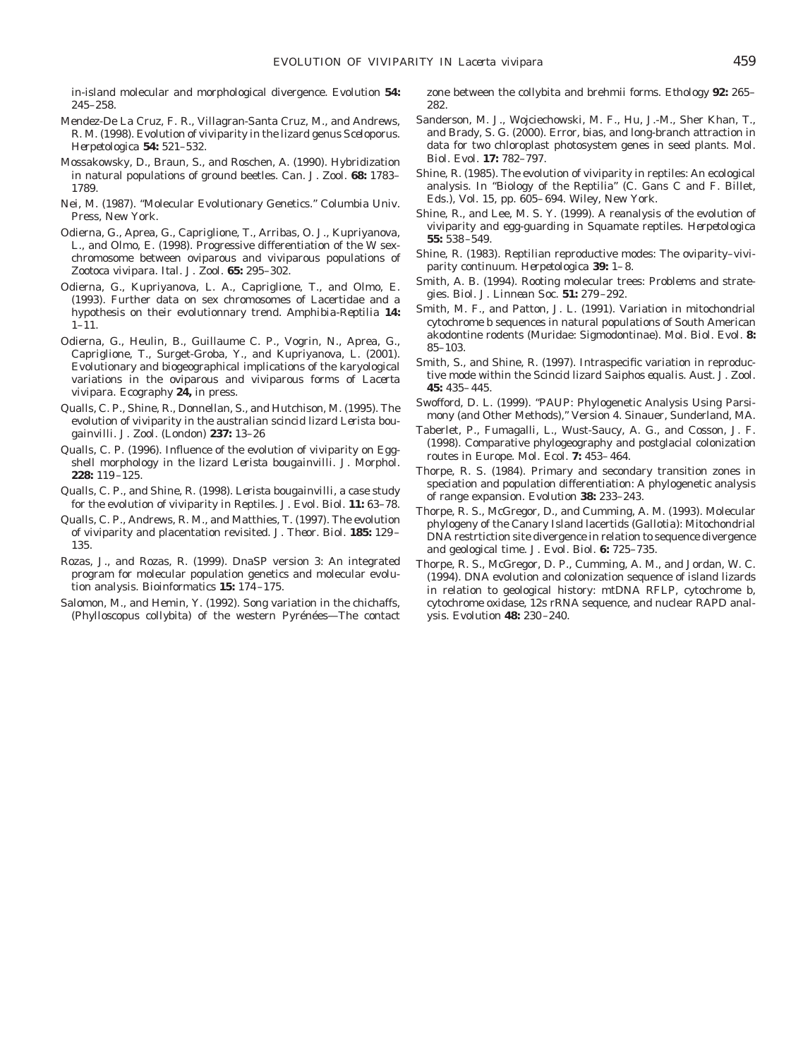in-island molecular and morphological divergence. Evolution **54:** 245–258.

Mendez-De La Cruz, F. R., Villagran-Santa Cruz, M., and Andrews, R. M. (1998). Evolution of viviparity in the lizard genus *Sceloporus*. *Herpetologica* **54:** 521–532.

Mossakowsky, D., Braun, S., and Roschen, A. (1990). Hybridization in natural populations of ground beetles. *Can. J. Zool.* **68:** 1783–1789.

Nei, M. (1987). "Molecular Evolutionary Genetics." Columbia Univ. Press, New York.

Odierna, G., Aprea, G., Capriglione, T., Arribas, O. J., Kupriyanova, L., and Olmo, E. (1998). Progressive differentiation of the W sex-chromosome between oviparous and viviparous populations of *Zootoca vivipara*. *Ital. J. Zool.* **65:** 295–302.

Odierna, G., Kupriyanova, L. A., Capriglione, T., and Olmo, E. (1993). Further data on sex chromosomes of Lacertidae and a hypothesis on their evolutionnary trend. *Amphibia-Reptilia* **14:** 1–11.

Odierna, G., Heulin, B., Guillaume C. P., Vogrin, N., Aprea, G., Capriglione, T., Surget-Groba, Y., and Kupriyanova, L. (2001). Evolutionary and biogeographical implications of the karyological variations in the oviparous and viviparous forms of *Lacerta vivipara*. *Ecography* **24,** in press.

Qualls, C. P., Shine, R., Donnellan, S., and Hutchison, M. (1995). The evolution of viviparity in the australian scincid lizard *Lerista bougainvilli*. *J. Zool. (London)* **237:** 13–26

Qualls, C. P. (1996). Influence of the evolution of viviparity on Egg-shell morphology in the lizard *Lerista bougainvilli*. *J. Morphol.* **228:** 119–125.

Qualls, C. P., and Shine, R. (1998). *Lerista bougainvilli*, a case study for the evolution of viviparity in Reptiles. *J. Evol. Biol.* **11:** 63–78.

Qualls, C. P., Andrews, R. M., and Matthies, T. (1997). The evolution of viviparity and placentation revisited. *J. Theor. Biol.* **185:** 129–135.

Rozas, J., and Rozas, R. (1999). DnaSP version 3: An integrated program for molecular population genetics and molecular evolution analysis. *Bioinformatics* **15:** 174–175.

Salomon, M., and Hemin, Y. (1992). Song variation in the chichaffs, (*Phylloscopus collybita*) of the western Pyrénées—The contact zone between the *collybita* and *brehmii* forms. *Ethology* **92:** 265–282.

Sanderson, M. J., Wojciechowski, M. F., Hu, J.-M., Sher Khan, T., and Brady, S. G. (2000). Error, bias, and long-branch attraction in data for two chloroplast photosystem genes in seed plants. *Mol. Biol. Evol.* **17:** 782–797.

Shine, R. (1985). The evolution of viviparity in reptiles: An ecological analysis. In "Biology of the Reptilia" (C. Gans C and F. Billet, Eds.), Vol. 15, pp. 605–694. Wiley, New York.

Shine, R., and Lee, M. S. Y. (1999). A reanalysis of the evolution of viviparity and egg-guarding in Squamate reptiles. *Herpetologica* **55:** 538–549.

Shine, R. (1983). Reptilian reproductive modes: The oviparity–viviparity continuum. *Herpetologica* **39:** 1–8.

Smith, A. B. (1994). Rooting molecular trees: Problems and strategies. *Biol. J. Linnean Soc.* **51:** 279–292.

Smith, M. F., and Patton, J. L. (1991). Variation in mitochondrial cytochrome b sequences in natural populations of South American akodontine rodents (Muridae: Sigmodontinae). *Mol. Biol. Evol.* **8:** 85–103.

Smith, S., and Shine, R. (1997). Intraspecific variation in reproductive mode within the Scincid lizard *Saiphos equalis*. *Aust. J. Zool.* **45:** 435–445.

Swofford, D. L. (1999). "PAUP: Phylogenetic Analysis Using Parsimony (and Other Methods)," Version 4. Sinauer, Sunderland, MA.

Taberlet, P., Fumagalli, L., Wust-Saucy, A. G., and Cosson, J. F. (1998). Comparative phylogeography and postglacial colonization routes in Europe. *Mol. Ecol.* **7:** 453–464.

Thorpe, R. S. (1984). Primary and secondary transition zones in speciation and population differentiation: A phylogenetic analysis of range expansion. *Evolution* **38:** 233–243.

Thorpe, R. S., McGregor, D., and Cumming, A. M. (1993). Molecular phylogeny of the Canary Island lacertids (*Gallotia*): Mitochondrial DNA restrtiction site divergence in relation to sequence divergence and geological time. *J. Evol. Biol.* **6:** 725–735.

Thorpe, R. S., McGregor, D. P., Cumming, A. M., and Jordan, W. C. (1994). DNA evolution and colonization sequence of island lizards in relation to geological history: mtDNA RFLP, cytochrome b, cytochrome oxidase, 12s rRNA sequence, and nuclear RAPD analysis. *Evolution* **48:** 230–240.